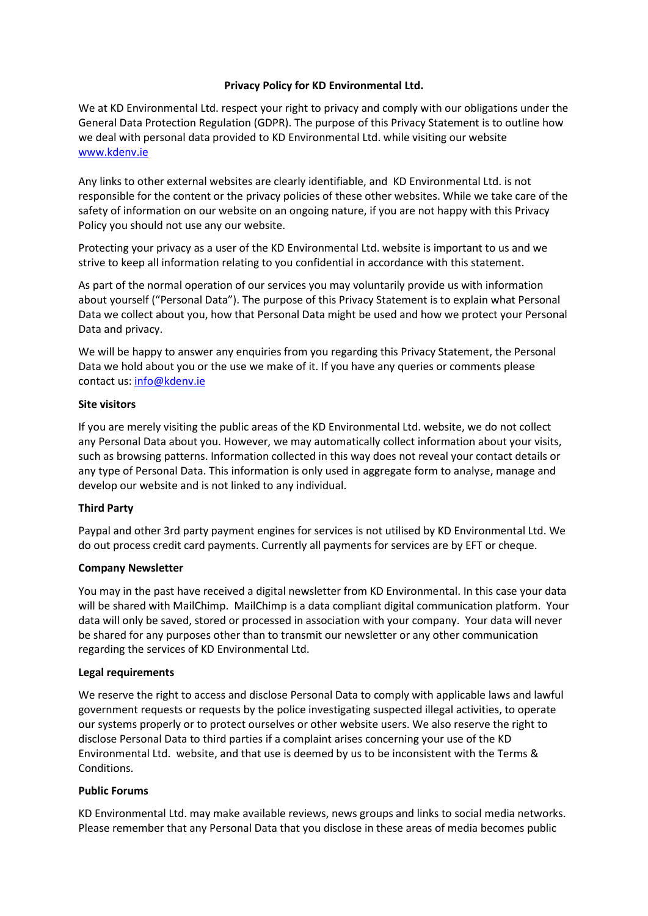# Privacy Policy for KD Environmental Ltd.

We at KD Environmental Ltd. respect your right to privacy and comply with our obligations under the General Data Protection Regulation (GDPR). The purpose of this Privacy Statement is to outline how we deal with personal data provided to KD Environmental Ltd. while visiting our website [www.kdenv.ie](http://www.kdenv.ie)

Any links to other external websites are clearly identifiable, and KD Environmental Ltd. is not responsible for the content or the privacy policies of these other websites. While we take care of the safety of information on our website on an ongoing nature, if you are not happy with this Privacy Policy you should not use any our website.

Protecting your privacy as a user of the KD Environmental Ltd. website is important to us and we strive to keep all information relating to you confidential in accordance with this statement.

As part of the normal operation of our services you may voluntarily provide us with information about yourself ("Personal Data"). The purpose of this Privacy Statement is to explain what Personal Data we collect about you, how that Personal Data might be used and how we protect your Personal Data and privacy.

We will be happy to answer any enquiries from you regarding this Privacy Statement, the Personal Data we hold about you or the use we make of it. If you have any queries or comments please contact us: [info@kdenv.ie](mailto:info@kdenv.ie)

### Site visitors

If you are merely visiting the public areas of the KD Environmental Ltd. website, we do not collect any Personal Data about you. However, we may automatically collect information about your visits, such as browsing patterns. Information collected in this way does not reveal your contact details or any type of Personal Data. This information is only used in aggregate form to analyse, manage and develop our website and is not linked to any individual.

### Third Party

Paypal and other 3rd party payment engines for services is not utilised by KD Environmental Ltd. We do out process credit card payments. Currently all payments for services are by EFT or cheque.

### Company Newsletter

You may in the past have received a digital newsletter from KD Environmental. In this case your data will be shared with MailChimp. MailChimp is a data compliant digital communication platform. Your data will only be saved, stored or processed in association with your company. Your data will never be shared for any purposes other than to transmit our newsletter or any other communication regarding the services of KD Environmental Ltd.

### Legal requirements

We reserve the right to access and disclose Personal Data to comply with applicable laws and lawful government requests or requests by the police investigating suspected illegal activities, to operate our systems properly or to protect ourselves or other website users. We also reserve the right to disclose Personal Data to third parties if a complaint arises concerning your use of the KD Environmental Ltd. website, and that use is deemed by us to be inconsistent with the Terms & Conditions.

### Public Forums

KD Environmental Ltd. may make available reviews, news groups and links to social media networks. Please remember that any Personal Data that you disclose in these areas of media becomes public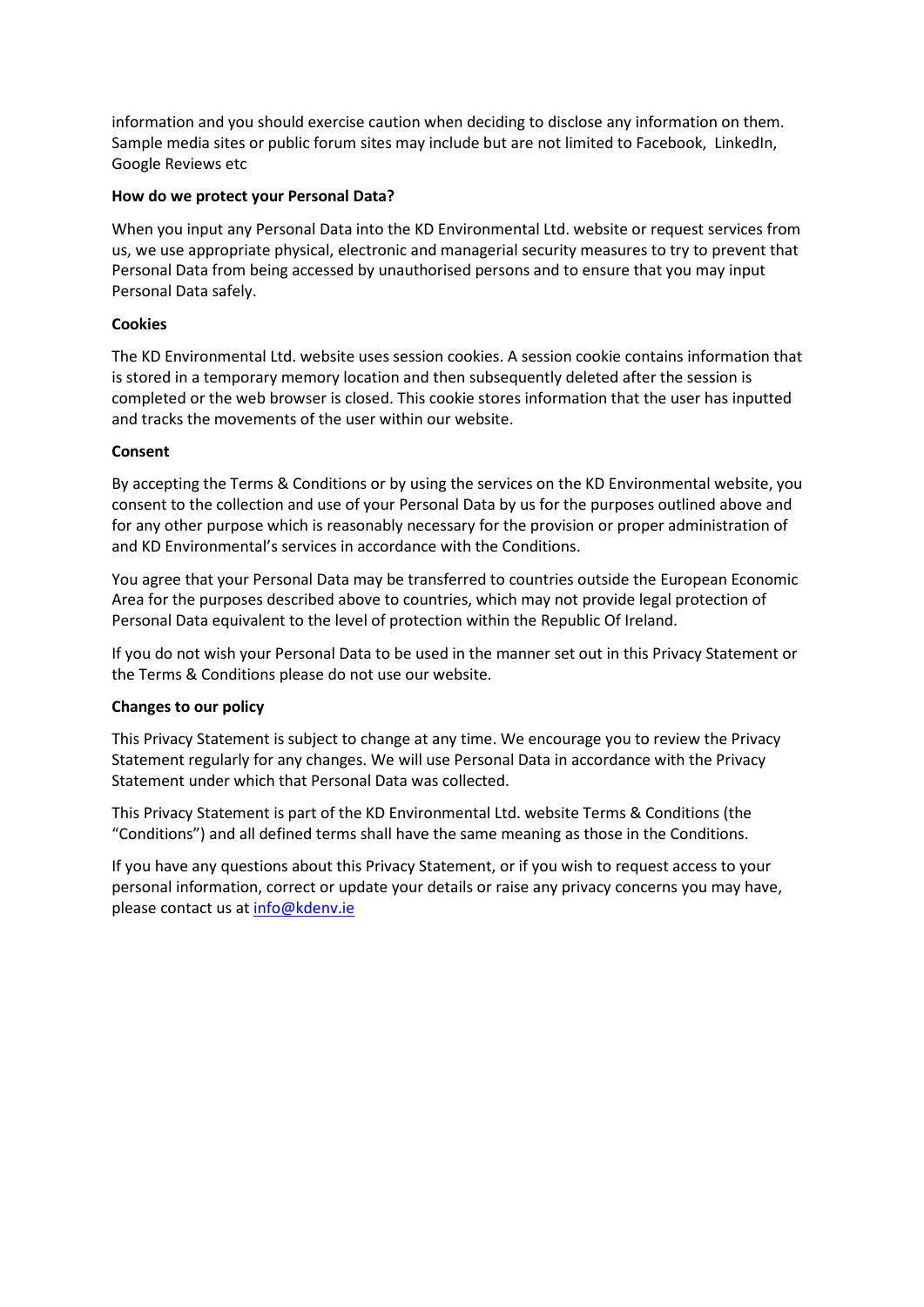information and you should exercise caution when deciding to disclose any information on them. Sample media sites or public forum sites may include but are not limited to Facebook, LinkedIn, Google Reviews etc

**How do we protect your Personal Data?**

When you input any Personal Data into the KD Environmental Ltd. website or request services from us, we use appropriate physical, electronic and managerial security measures to try to prevent that Personal Data from being accessed by unauthorised persons and to ensure that you may input Personal Data safely.

**Cookies**

The KD Environmental Ltd. website uses session cookies. A session cookie contains information that is stored in a temporary memory location and then subsequently deleted after the session is completed or the web browser is closed. This cookie stores information that the user has inputted and tracks the movements of the user within our website.

**Consent**

By accepting the Terms & Conditions or by using the services on the KD Environmental website, you consent to the collection and use of your Personal Data by us for the purposes outlined above and for any other purpose which is reasonably necessary for the provision or proper administration of and KD Environmental's services in accordance with the Conditions.

You agree that your Personal Data may be transferred to countries outside the European Economic Area for the purposes described above to countries, which may not provide legal protection of Personal Data equivalent to the level of protection within the Republic Of Ireland.

If you do not wish your Personal Data to be used in the manner set out in this Privacy Statement or the Terms & Conditions please do not use our website.

**Changes to our policy**

This Privacy Statement is subject to change at any time. We encourage you to review the Privacy Statement regularly for any changes. We will use Personal Data in accordance with the Privacy Statement under which that Personal Data was collected.

This Privacy Statement is part of the KD Environmental Ltd. website Terms & Conditions (the "Conditions") and all defined terms shall have the same meaning as those in the Conditions.

If you have any questions about this Privacy Statement, or if you wish to request access to your personal information, correct or update your details or raise any privacy concerns you may have, please contact us at info@kdenv.ie